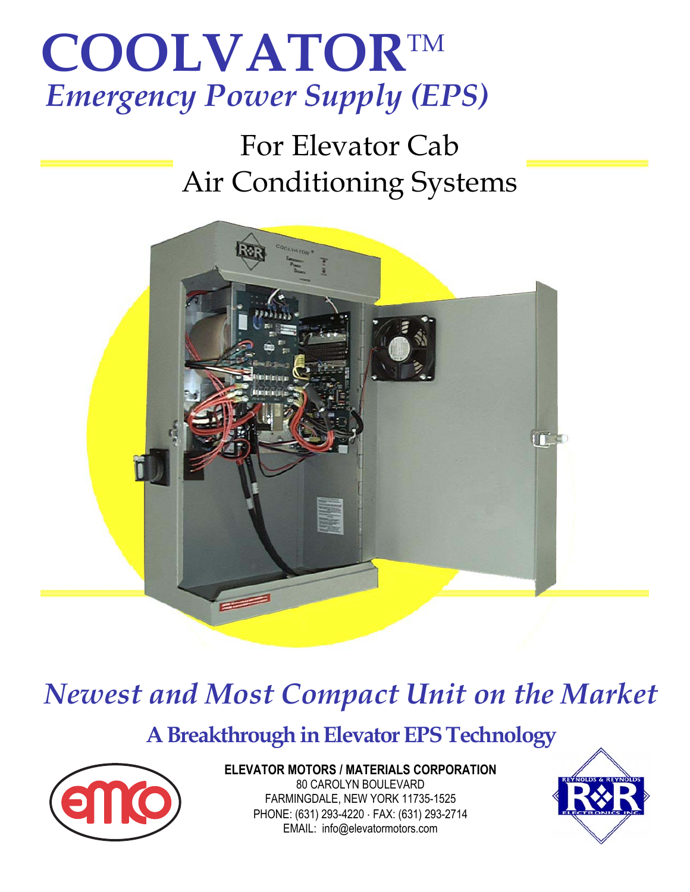# COOLVATOR™

## *Emergency Power Supply (EPS)*

For Elevator Cab
Air Conditioning Systems

## *Newest and Most Compact Unit on the Market*

### A Breakthrough in Elevator EPS Technology

**ELEVATOR MOTORS / MATERIALS CORPORATION**
80 CAROLYN BOULEVARD
FARMINGDALE, NEW YORK 11735-1525
PHONE: (631) 293-4220 · FAX: (631) 293-2714
EMAIL: info@elevatormotors.com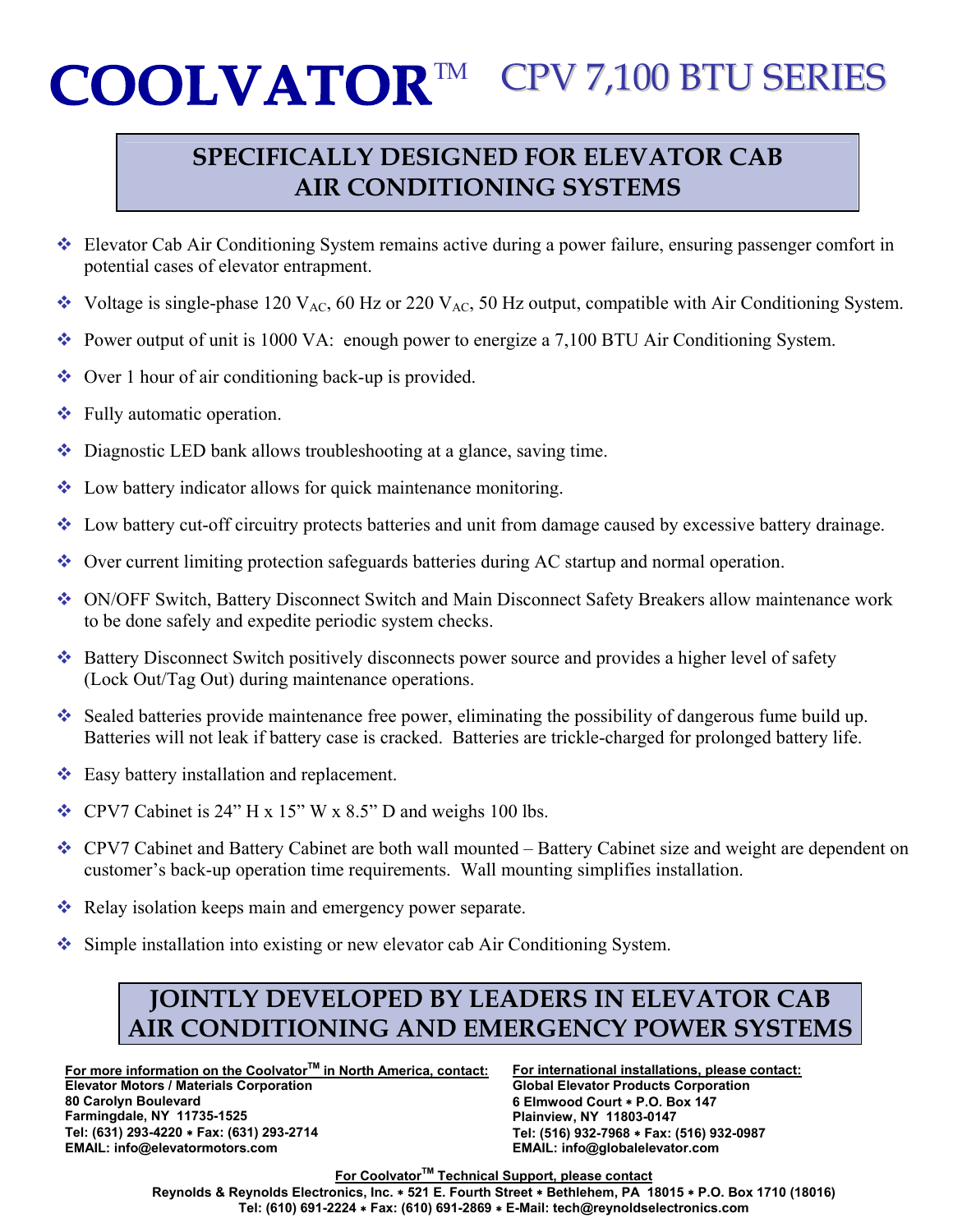# COOLVATOR™ CPV 7,100 BTU SERIES

## SPECIFICALLY DESIGNED FOR ELEVATOR CAB AIR CONDITIONING SYSTEMS

- Elevator Cab Air Conditioning System remains active during a power failure, ensuring passenger comfort in potential cases of elevator entrapment.
- Voltage is single-phase 120 $V_{AC}$, 60 Hz or 220 $V_{AC}$, 50 Hz output, compatible with Air Conditioning System.
- Power output of unit is 1000 VA: enough power to energize a 7,100 BTU Air Conditioning System.
- Over 1 hour of air conditioning back-up is provided.
- Fully automatic operation.
- Diagnostic LED bank allows troubleshooting at a glance, saving time.
- Low battery indicator allows for quick maintenance monitoring.
- Low battery cut-off circuitry protects batteries and unit from damage caused by excessive battery drainage.
- Over current limiting protection safeguards batteries during AC startup and normal operation.
- ON/OFF Switch, Battery Disconnect Switch and Main Disconnect Safety Breakers allow maintenance work to be done safely and expedite periodic system checks.
- Battery Disconnect Switch positively disconnects power source and provides a higher level of safety (Lock Out/Tag Out) during maintenance operations.
- Sealed batteries provide maintenance free power, eliminating the possibility of dangerous fume build up. Batteries will not leak if battery case is cracked. Batteries are trickle-charged for prolonged battery life.
- Easy battery installation and replacement.
- CPV7 Cabinet is 24" H x 15" W x 8.5" D and weighs 100 lbs.
- CPV7 Cabinet and Battery Cabinet are both wall mounted – Battery Cabinet size and weight are dependent on customer's back-up operation time requirements. Wall mounting simplifies installation.
- Relay isolation keeps main and emergency power separate.
- Simple installation into existing or new elevator cab Air Conditioning System.

## JOINTLY DEVELOPED BY LEADERS IN ELEVATOR CAB AIR CONDITIONING AND EMERGENCY POWER SYSTEMS

**For more information on the Coolvator™ in North America, contact:**
**Elevator Motors / Materials Corporation**
**80 Carolyn Boulevard**
**Farmingdale, NY 11735-1525**
**Tel: (631) 293-4220 * Fax: (631) 293-2714**
**EMAIL: info@elevatormotors.com**

**For international installations, please contact:**
**Global Elevator Products Corporation**
**6 Elmwood Court * P.O. Box 147**
**Plainview, NY 11803-0147**
**Tel: (516) 932-7968 * Fax: (516) 932-0987**
**EMAIL: info@globalelevator.com**

**For Coolvator™ Technical Support, please contact**
**Reynolds & Reynolds Electronics, Inc. * 521 E. Fourth Street * Bethlehem, PA 18015 * P.O. Box 1710 (18016)**
**Tel: (610) 691-2224 * Fax: (610) 691-2869 * E-Mail: tech@reynoldselectronics.com**